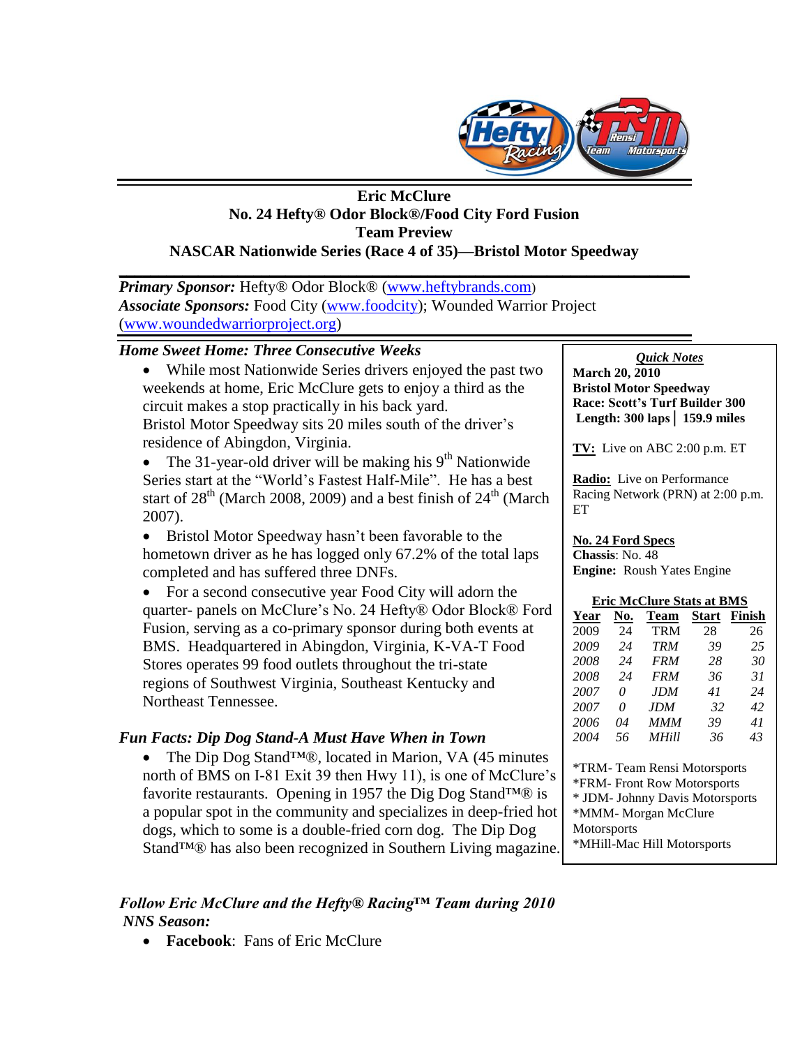# Eric McClure
## No. 24 Hefty® Odor Block®/Food City Ford Fusion
## Team Preview
## NASCAR Nationwide Series (Race 4 of 35)—Bristol Motor Speedway

***Primary Sponsor:*** Hefty® Odor Block® (www.heftybrands.com)
***Associate Sponsors:*** Food City (www.foodcity); Wounded Warrior Project (www.woundedwarriorproject.org)

### *Home Sweet Home: Three Consecutive Weeks*

- While most Nationwide Series drivers enjoyed the past two weekends at home, Eric McClure gets to enjoy a third as the circuit makes a stop practically in his back yard. Bristol Motor Speedway sits 20 miles south of the driver's residence of Abingdon, Virginia.
- The 31-year-old driver will be making his 9th Nationwide Series start at the "World's Fastest Half-Mile". He has a best start of 28th (March 2008, 2009) and a best finish of 24th (March 2007).
- Bristol Motor Speedway hasn't been favorable to the hometown driver as he has logged only 67.2% of the total laps completed and has suffered three DNFs.
- For a second consecutive year Food City will adorn the quarter- panels on McClure's No. 24 Hefty® Odor Block® Ford Fusion, serving as a co-primary sponsor during both events at BMS. Headquartered in Abingdon, Virginia, K-VA-T Food Stores operates 99 food outlets throughout the tri-state regions of Southwest Virginia, Southeast Kentucky and Northeast Tennessee.

### *Fun Facts: Dip Dog Stand-A Must Have When in Town*

- The Dip Dog Stand™®, located in Marion, VA (45 minutes north of BMS on I-81 Exit 39 then Hwy 11), is one of McClure's favorite restaurants. Opening in 1957 the Dig Dog Stand™® is a popular spot in the community and specializes in deep-fried hot dogs, which to some is a double-fried corn dog. The Dip Dog Stand™® has also been recognized in Southern Living magazine.

***Quick Notes***

**March 20, 2010**
**Bristol Motor Speedway**
**Race: Scott's Turf Builder 300**
**Length: 300 laps │ 159.9 miles**

**TV:** Live on ABC 2:00 p.m. ET

**Radio:** Live on Performance Racing Network (PRN) at 2:00 p.m. ET

**No. 24 Ford Specs**
**Chassis**: No. 48
**Engine:** Roush Yates Engine

**Eric McClure Stats at BMS**

| Year | No. | Team | Start | Finish |
|---|---|---|---|---|
| 2009 | 24 | TRM | 28 | 26 |
| *2009* | *24* | *TRM* | *39* | *25* |
| *2008* | *24* | *FRM* | *28* | *30* |
| *2008* | *24* | *FRM* | *36* | *31* |
| *2007* | *0* | *JDM* | *41* | *24* |
| *2007* | *0* | *JDM* | *32* | *42* |
| *2006* | *04* | *MMM* | *39* | *41* |
| *2004* | *56* | *MHill* | *36* | *43* |

*TRM- Team Rensi Motorsports
*FRM- Front Row Motorsports
* JDM- Johnny Davis Motorsports
*MMM- Morgan McClure Motorsports
*MHill-Mac Hill Motorsports

### *Follow Eric McClure and the Hefty® Racing™ Team during 2010 NNS Season:*

- **Facebook**: Fans of Eric McClure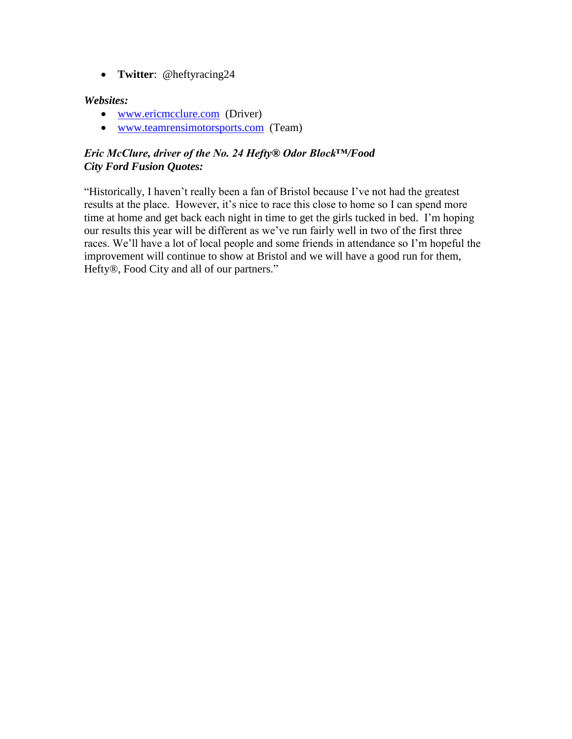- **Twitter**: @heftyracing24

***Websites:***

- [www.ericmcclure.com](http://www.ericmcclure.com) (Driver)
- [www.teamrensimotorsports.com](http://www.teamrensimotorsports.com) (Team)

***Eric McClure, driver of the No. 24 Hefty® Odor Block™/Food City Ford Fusion Quotes:***

"Historically, I haven't really been a fan of Bristol because I've not had the greatest results at the place. However, it's nice to race this close to home so I can spend more time at home and get back each night in time to get the girls tucked in bed. I'm hoping our results this year will be different as we've run fairly well in two of the first three races. We'll have a lot of local people and some friends in attendance so I'm hopeful the improvement will continue to show at Bristol and we will have a good run for them, Hefty®, Food City and all of our partners."